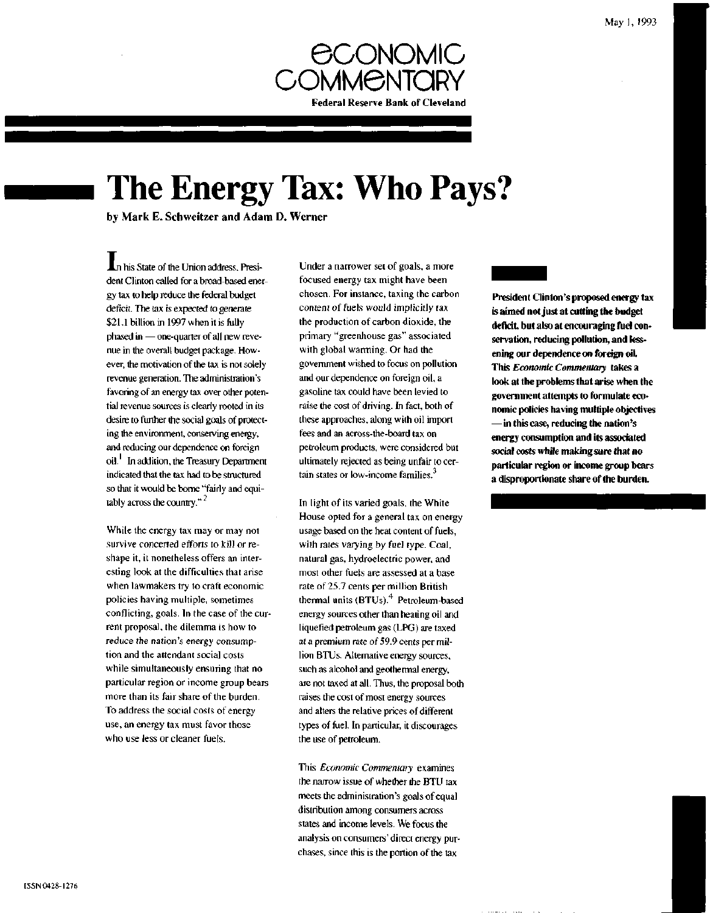May 1, 1993

**ECONOMIC COMMENTARY**

**Federal Reserve Bank of Cleveland**

# The Energy Tax: Who Pays?

**by Mark E. Schweitzer and Adam D. Werner**

**President Clinton's proposed energy tax is aimed not just at cutting the budget deficit, but also at encouraging fuel conservation, reducing pollution, and lessening our dependence on foreign oil. This *Economic Commentary* takes a look at the problems that arise when the government attempts to formulate economic policies having multiple objectives — in this case, reducing the nation's energy consumption and its associated social costs while making sure that no particular region or income group bears a disproportionate share of the burden.**

In his State of the Union address, President Clinton called for a broad-based energy tax to help reduce the federal budget deficit. The tax is expected to generate $21.1 billion in 1997 when it is fully phased in — one-quarter of all new revenue in the overall budget package. However, the motivation of the tax is not solely revenue generation. The administration's favoring of an energy tax over other potential revenue sources is clearly rooted in its desire to further the social goals of protecting the environment, conserving energy, and reducing our dependence on foreign oil.[1] In addition, the Treasury Department indicated that the tax had to be structured so that it would be borne "fairly and equitably across the country."[2]

While the energy tax may or may not survive concerted efforts to kill or reshape it, it nonetheless offers an interesting look at the difficulties that arise when lawmakers try to craft economic policies having multiple, sometimes conflicting, goals. In the case of the current proposal, the dilemma is how to reduce the nation's energy consumption and the attendant social costs while simultaneously ensuring that no particular region or income group bears more than its fair share of the burden. To address the social costs of energy use, an energy tax must favor those who use less or cleaner fuels.

Under a narrower set of goals, a more focused energy tax might have been chosen. For instance, taxing the carbon content of fuels would implicitly tax the production of carbon dioxide, the primary "greenhouse gas" associated with global warming. Or had the government wished to focus on pollution and our dependence on foreign oil, a gasoline tax could have been levied to raise the cost of driving. In fact, both of these approaches, along with oil import fees and an across-the-board tax on petroleum products, were considered but ultimately rejected as being unfair to certain states or low-income families.[3]

In light of its varied goals, the White House opted for a general tax on energy usage based on the heat content of fuels, with rates varying by fuel type. Coal, natural gas, hydroelectric power, and most other fuels are assessed at a base rate of 25.7 cents per million British thermal units (BTUs).[4] Petroleum-based energy sources other than heating oil and liquefied petroleum gas (LPG) are taxed at a premium rate of 59.9 cents per million BTUs. Alternative energy sources, such as alcohol and geothermal energy, are not taxed at all. Thus, the proposal both raises the cost of most energy sources and alters the relative prices of different types of fuel. In particular, it discourages the use of petroleum.

This *Economic Commentary* examines the narrow issue of whether the BTU tax meets the administration's goals of equal distribution among consumers across states and income levels. We focus the analysis on consumers' direct energy purchases, since this is the portion of the tax

ISSN 0428-1276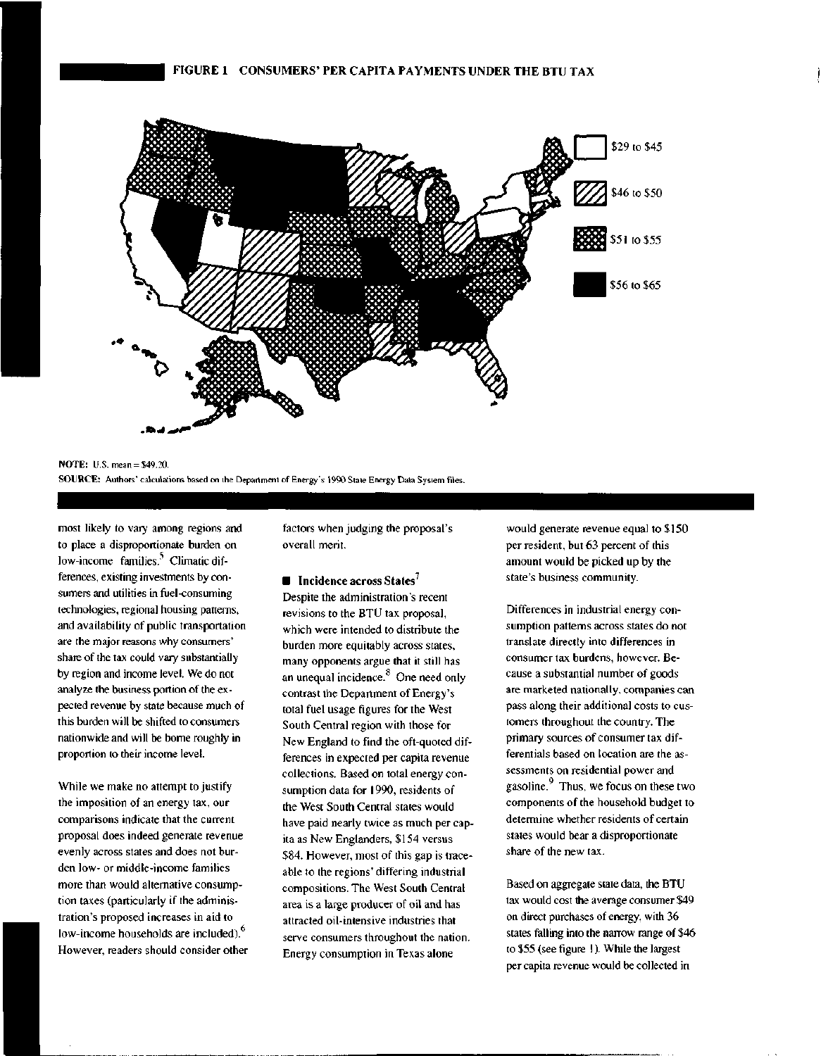**FIGURE 1 CONSUMERS' PER CAPITA PAYMENTS UNDER THE BTU TAX**

$29 to $45

$46 to $50

$51 to $55

$56 to $65

**NOTE:** U.S. mean = $49.20.

**SOURCE:** Authors' calculations based on the Department of Energy's 1990 State Energy Data System files.

most likely to vary among regions and to place a disproportionate burden on low-income families.[5] Climatic differences, existing investments by consumers and utilities in fuel-consuming technologies, regional housing patterns, and availability of public transportation are the major reasons why consumers' share of the tax could vary substantially by region and income level. We do not analyze the business portion of the expected revenue by state because much of this burden will be shifted to consumers nationwide and will be borne roughly in proportion to their income level.

While we make no attempt to justify the imposition of an energy tax, our comparisons indicate that the current proposal does indeed generate revenue evenly across states and does not burden low- or middle-income families more than would alternative consumption taxes (particularly if the administration's proposed increases in aid to low-income households are included).[6] However, readers should consider other factors when judging the proposal's overall merit.

## Incidence across States[7]

Despite the administration's recent revisions to the BTU tax proposal, which were intended to distribute the burden more equitably across states, many opponents argue that it still has an unequal incidence.[8] One need only contrast the Department of Energy's total fuel usage figures for the West South Central region with those for New England to find the oft-quoted differences in expected per capita revenue collections. Based on total energy consumption data for 1990, residents of the West South Central states would have paid nearly twice as much per capita as New Englanders, $154 versus $84. However, most of this gap is traceable to the regions' differing industrial compositions. The West South Central area is a large producer of oil and has attracted oil-intensive industries that serve consumers throughout the nation. Energy consumption in Texas alone would generate revenue equal to $150 per resident, but 63 percent of this amount would be picked up by the state's business community.

Differences in industrial energy consumption patterns across states do not translate directly into differences in consumer tax burdens, however. Because a substantial number of goods are marketed nationally, companies can pass along their additional costs to customers throughout the country. The primary sources of consumer tax differentials based on location are the assessments on residential power and gasoline.[9] Thus, we focus on these two components of the household budget to determine whether residents of certain states would bear a disproportionate share of the new tax.

Based on aggregate state data, the BTU tax would cost the average consumer $49 on direct purchases of energy, with 36 states falling into the narrow range of $46 to $55 (see figure 1). While the largest per capita revenue would be collected in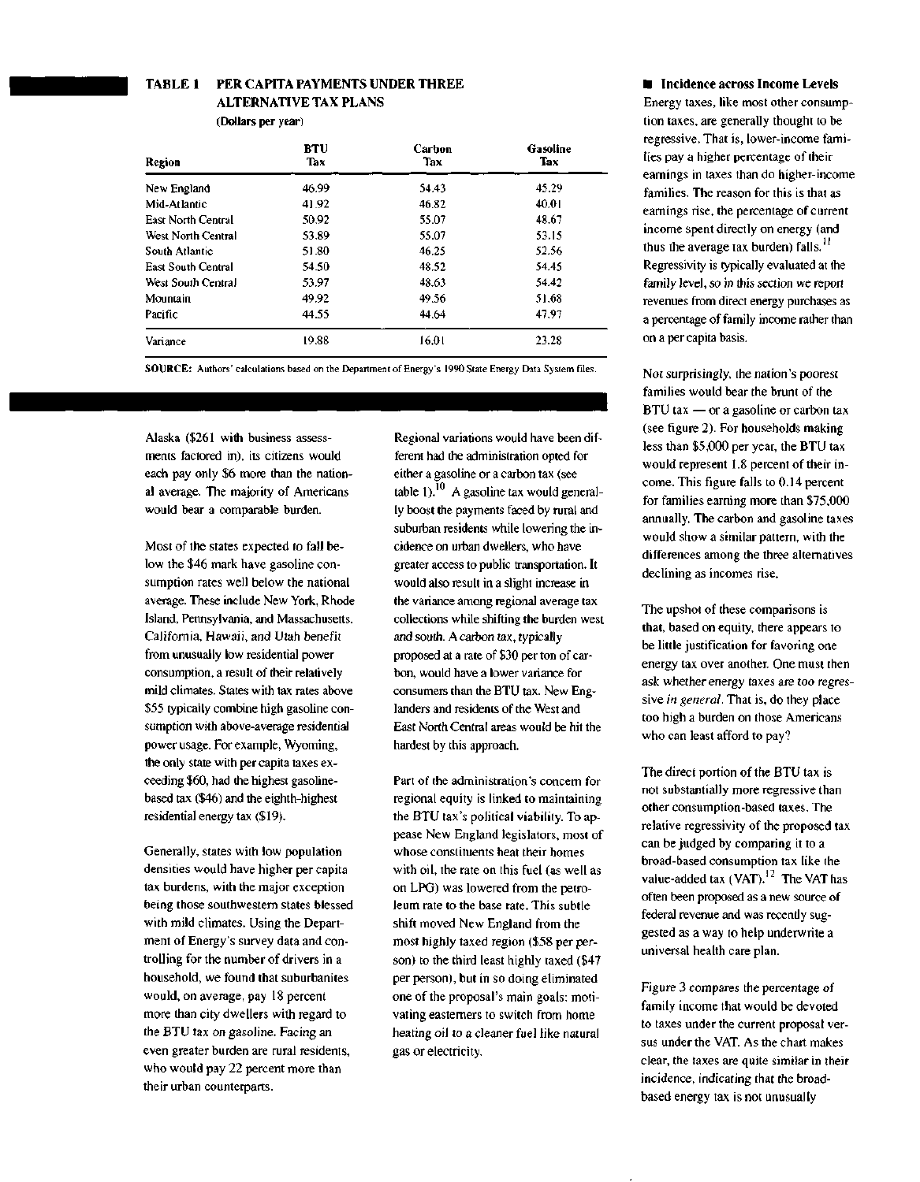**TABLE 1 PER CAPITA PAYMENTS UNDER THREE ALTERNATIVE TAX PLANS**
(Dollars per year)

| Region | BTU Tax | Carbon Tax | Gasoline Tax |
|---|---|---|---|
| New England | 46.99 | 54.43 | 45.29 |
| Mid-Atlantic | 41.92 | 46.82 | 40.01 |
| East North Central | 50.92 | 55.07 | 48.67 |
| West North Central | 53.89 | 55.07 | 53.15 |
| South Atlantic | 51.80 | 46.25 | 52.56 |
| East South Central | 54.50 | 48.52 | 54.45 |
| West South Central | 53.97 | 48.63 | 54.42 |
| Mountain | 49.92 | 49.56 | 51.68 |
| Pacific | 44.55 | 44.64 | 47.97 |
| Variance | 19.88 | 16.01 | 23.28 |

**SOURCE:** Authors' calculations based on the Department of Energy's 1990 State Energy Data System files.

Alaska ($261 with business assessments factored in), its citizens would each pay only $6 more than the national average. The majority of Americans would bear a comparable burden.

Most of the states expected to fall below the $46 mark have gasoline consumption rates well below the national average. These include New York, Rhode Island, Pennsylvania, and Massachusetts. California, Hawaii, and Utah benefit from unusually low residential power consumption, a result of their relatively mild climates. States with tax rates above $55 typically combine high gasoline consumption with above-average residential power usage. For example, Wyoming, the only state with per capita taxes exceeding $60, had the highest gasoline-based tax ($46) and the eighth-highest residential energy tax ($19).

Generally, states with low population densities would have higher per capita tax burdens, with the major exception being those southwestern states blessed with mild climates. Using the Department of Energy's survey data and controlling for the number of drivers in a household, we found that suburbanites would, on average, pay 18 percent more than city dwellers with regard to the BTU tax on gasoline. Facing an even greater burden are rural residents, who would pay 22 percent more than their urban counterparts.

Regional variations would have been different had the administration opted for either a gasoline or a carbon tax (see table 1).[10] A gasoline tax would generally boost the payments faced by rural and suburban residents while lowering the incidence on urban dwellers, who have greater access to public transportation. It would also result in a slight increase in the variance among regional average tax collections while shifting the burden west and south. A carbon tax, typically proposed at a rate of $30 per ton of carbon, would have a lower variance for consumers than the BTU tax. New Englanders and residents of the West and East North Central areas would be hit the hardest by this approach.

Part of the administration's concern for regional equity is linked to maintaining the BTU tax's political viability. To appease New England legislators, most of whose constituents heat their homes with oil, the rate on this fuel (as well as on LPG) was lowered from the petroleum rate to the base rate. This subtle shift moved New England from the most highly taxed region ($58 per person) to the third least highly taxed ($47 per person), but in so doing eliminated one of the proposal's main goals: motivating easterners to switch from home heating oil to a cleaner fuel like natural gas or electricity.

## Incidence across Income Levels

Energy taxes, like most other consumption taxes, are generally thought to be regressive. That is, lower-income families pay a higher percentage of their earnings in taxes than do higher-income families. The reason for this is that as earnings rise, the percentage of current income spent directly on energy (and thus the average tax burden) falls.[11] Regressivity is typically evaluated at the family level, so in this section we report revenues from direct energy purchases as a percentage of family income rather than on a per capita basis.

Not surprisingly, the nation's poorest families would bear the brunt of the BTU tax — or a gasoline or carbon tax (see figure 2). For households making less than $5,000 per year, the BTU tax would represent 1.8 percent of their income. This figure falls to 0.14 percent for families earning more than $75,000 annually. The carbon and gasoline taxes would show a similar pattern, with the differences among the three alternatives declining as incomes rise.

The upshot of these comparisons is that, based on equity, there appears to be little justification for favoring one energy tax over another. One must then ask whether energy taxes are too regressive *in general*. That is, do they place too high a burden on those Americans who can least afford to pay?

The direct portion of the BTU tax is not substantially more regressive than other consumption-based taxes. The relative regressivity of the proposed tax can be judged by comparing it to a broad-based consumption tax like the value-added tax (VAT).[12] The VAT has often been proposed as a new source of federal revenue and was recently suggested as a way to help underwrite a universal health care plan.

Figure 3 compares the percentage of family income that would be devoted to taxes under the current proposal versus under the VAT. As the chart makes clear, the taxes are quite similar in their incidence, indicating that the broad-based energy tax is not unusually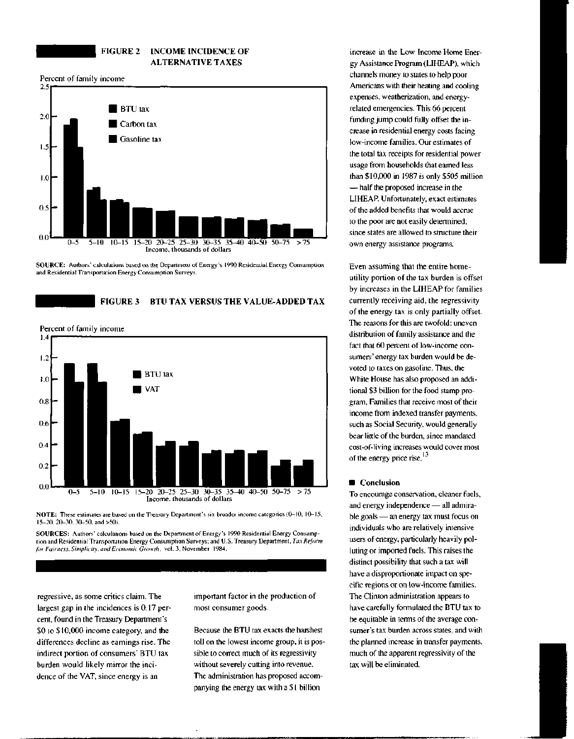## FIGURE 2 INCOME INCIDENCE OF ALTERNATIVE TAXES

Percent of family income

- BTU tax
- Carbon tax
- Gasoline tax

Income, thousands of dollars: 0–5, 5–10, 10–15, 15–20, 20–25, 25–30, 30–35, 35–40, 40–50, 50–75, > 75

SOURCE: Authors' calculations based on the Department of Energy's 1990 Residential Energy Consumption and Residential Transportation Energy Consumption Surveys.

## FIGURE 3 BTU TAX VERSUS THE VALUE-ADDED TAX

Percent of family income

- BTU tax
- VAT

Income, thousands of dollars: 0–5, 5–10, 10–15, 15–20, 20–25, 25–30, 30–35, 35–40, 40–50, 50–75, > 75

NOTE: These estimates are based on the Treasury Department's six broader income categories (0–10, 10–15, 15–20, 20–30, 30–50, and >50).

SOURCES: Authors' calculations based on the Department of Energy's 1990 Residential Energy Consumption and Residential Transportation Energy Consumption Surveys; and U.S. Treasury Department, *Tax Reform for Fairness, Simplicity, and Economic Growth*, vol. 3, November 1984.

regressive, as some critics claim. The largest gap in the incidences is 0.17 percent, found in the Treasury Department's $0 to $10,000 income category, and the differences decline as earnings rise. The indirect portion of consumers' BTU tax burden would likely mirror the incidence of the VAT, since energy is an important factor in the production of most consumer goods.

Because the BTU tax exacts the harshest toll on the lowest income group, it is possible to correct much of its regressivity without severely cutting into revenue. The administration has proposed accompanying the energy tax with a $1 billion increase in the Low Income Home Energy Assistance Program (LIHEAP), which channels money to states to help poor Americans with their heating and cooling expenses, weatherization, and energy-related emergencies. This 66 percent funding jump could fully offset the increase in residential energy costs facing low-income families. Our estimates of the total tax receipts for residential power usage from households that earned less than $10,000 in 1987 is only $505 million — half the proposed increase in the LIHEAP. Unfortunately, exact estimates of the added benefits that would accrue to the poor are not easily determined, since states are allowed to structure their own energy assistance programs.

Even assuming that the entire home-utility portion of the tax burden is offset by increases in the LIHEAP for families currently receiving aid, the regressivity of the energy tax is only partially offset. The reasons for this are twofold: uneven distribution of family assistance and the fact that 60 percent of low-income consumers' energy tax burden would be devoted to taxes on gasoline. Thus, the White House has also proposed an additional $3 billion for the food stamp program. Families that receive most of their income from indexed transfer payments, such as Social Security, would generally bear little of the burden, since mandated cost-of-living increases would cover most of the energy price rise.[13]

### Conclusion

To encourage conservation, cleaner fuels, and energy independence — all admirable goals — an energy tax must focus on individuals who are relatively intensive users of energy, particularly heavily polluting or imported fuels. This raises the distinct possibility that such a tax will have a disproportionate impact on specific regions or on low-income families. The Clinton administration appears to have carefully formulated the BTU tax to be equitable in terms of the average consumer's tax burden across states, and with the planned increase in transfer payments, much of the apparent regressivity of the tax will be eliminated.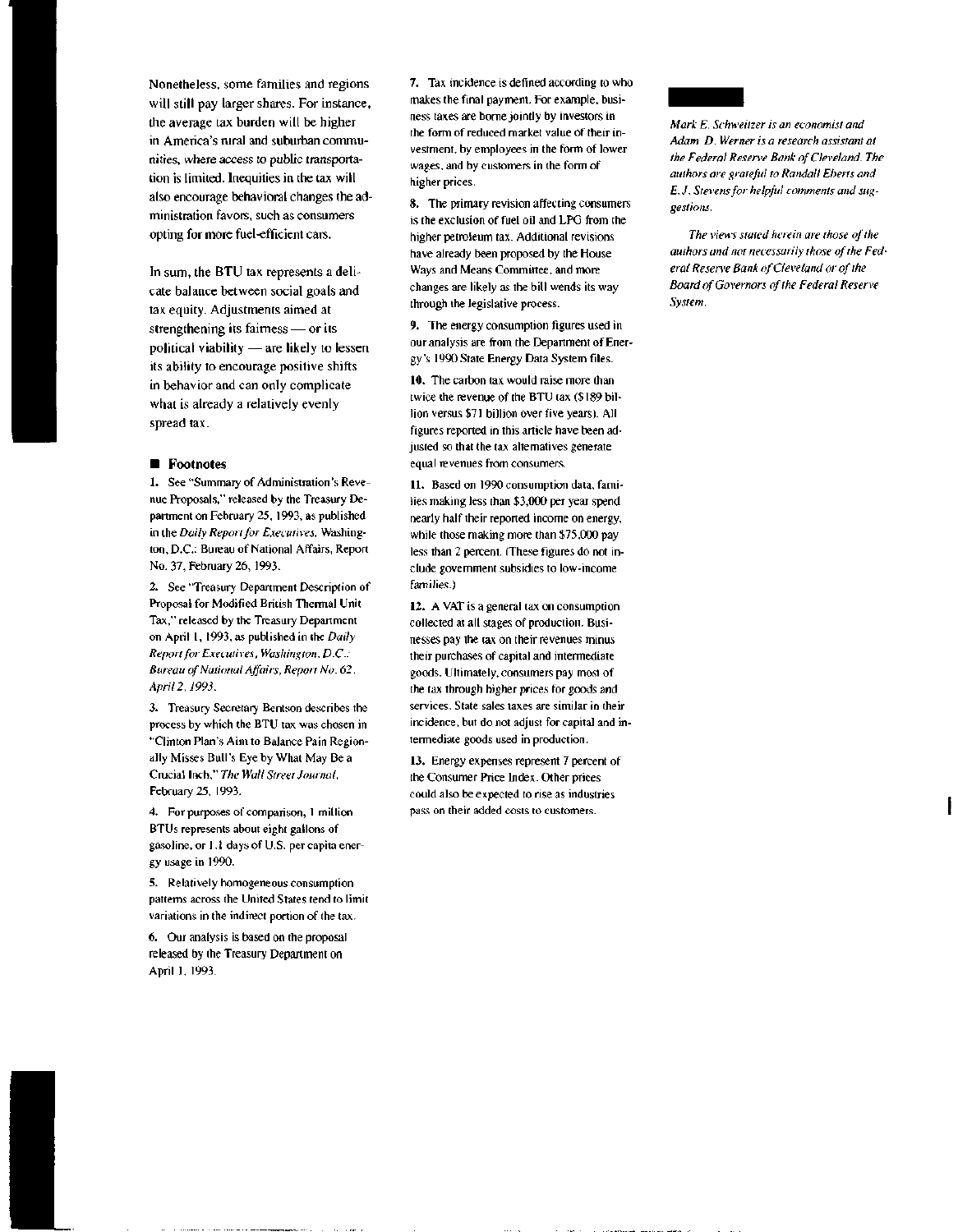Nonetheless, some families and regions will still pay larger shares. For instance, the average tax burden will be higher in America's rural and suburban communities, where access to public transportation is limited. Inequities in the tax will also encourage behavioral changes the administration favors, such as consumers opting for more fuel-efficient cars.

In sum, the BTU tax represents a delicate balance between social goals and tax equity. Adjustments aimed at strengthening its fairness — or its political viability — are likely to lessen its ability to encourage positive shifts in behavior and can only complicate what is already a relatively evenly spread tax.

## Footnotes

1. See "Summary of Administration's Revenue Proposals," released by the Treasury Department on February 25, 1993, as published in the *Daily Report for Executives*, Washington, D.C.: Bureau of National Affairs, Report No. 37, February 26, 1993.

2. See "Treasury Department Description of Proposal for Modified British Thermal Unit Tax," released by the Treasury Department on April 1, 1993, as published in the *Daily Report for Executives, Washington, D.C.: Bureau of National Affairs, Report No. 62, April 2, 1993.*

3. Treasury Secretary Bentson describes the process by which the BTU tax was chosen in "Clinton Plan's Aim to Balance Pain Regionally Misses Bull's Eye by What May Be a Crucial Inch," *The Wall Street Journal*, February 25, 1993.

4. For purposes of comparison, 1 million BTUs represents about eight gallons of gasoline, or 1.1 days of U.S. per capita energy usage in 1990.

5. Relatively homogeneous consumption patterns across the United States tend to limit variations in the indirect portion of the tax.

6. Our analysis is based on the proposal released by the Treasury Department on April 1, 1993.

7. Tax incidence is defined according to who makes the final payment. For example, business taxes are borne jointly by investors in the form of reduced market value of their investment, by employees in the form of lower wages, and by customers in the form of higher prices.

8. The primary revision affecting consumers is the exclusion of fuel oil and LPG from the higher petroleum tax. Additional revisions have already been proposed by the House Ways and Means Committee, and more changes are likely as the bill wends its way through the legislative process.

9. The energy consumption figures used in our analysis are from the Department of Energy's 1990 State Energy Data System files.

10. The carbon tax would raise more than twice the revenue of the BTU tax ($189 billion versus $71 billion over five years). All figures reported in this article have been adjusted so that the tax alternatives generate equal revenues from consumers.

11. Based on 1990 consumption data, families making less than $3,000 per year spend nearly half their reported income on energy, while those making more than $75,000 pay less than 2 percent. (These figures do not include government subsidies to low-income families.)

12. A VAT is a general tax on consumption collected at all stages of production. Businesses pay the tax on their revenues minus their purchases of capital and intermediate goods. Ultimately, consumers pay most of the tax through higher prices for goods and services. State sales taxes are similar in their incidence, but do not adjust for capital and intermediate goods used in production.

13. Energy expenses represent 7 percent of the Consumer Price Index. Other prices could also be expected to rise as industries pass on their added costs to customers.

*Mark E. Schweitzer is an economist and Adam D. Werner is a research assistant at the Federal Reserve Bank of Cleveland. The authors are grateful to Randall Eberts and E. J. Stevens for helpful comments and suggestions.*

*The views stated herein are those of the authors and not necessarily those of the Federal Reserve Bank of Cleveland or of the Board of Governors of the Federal Reserve System.*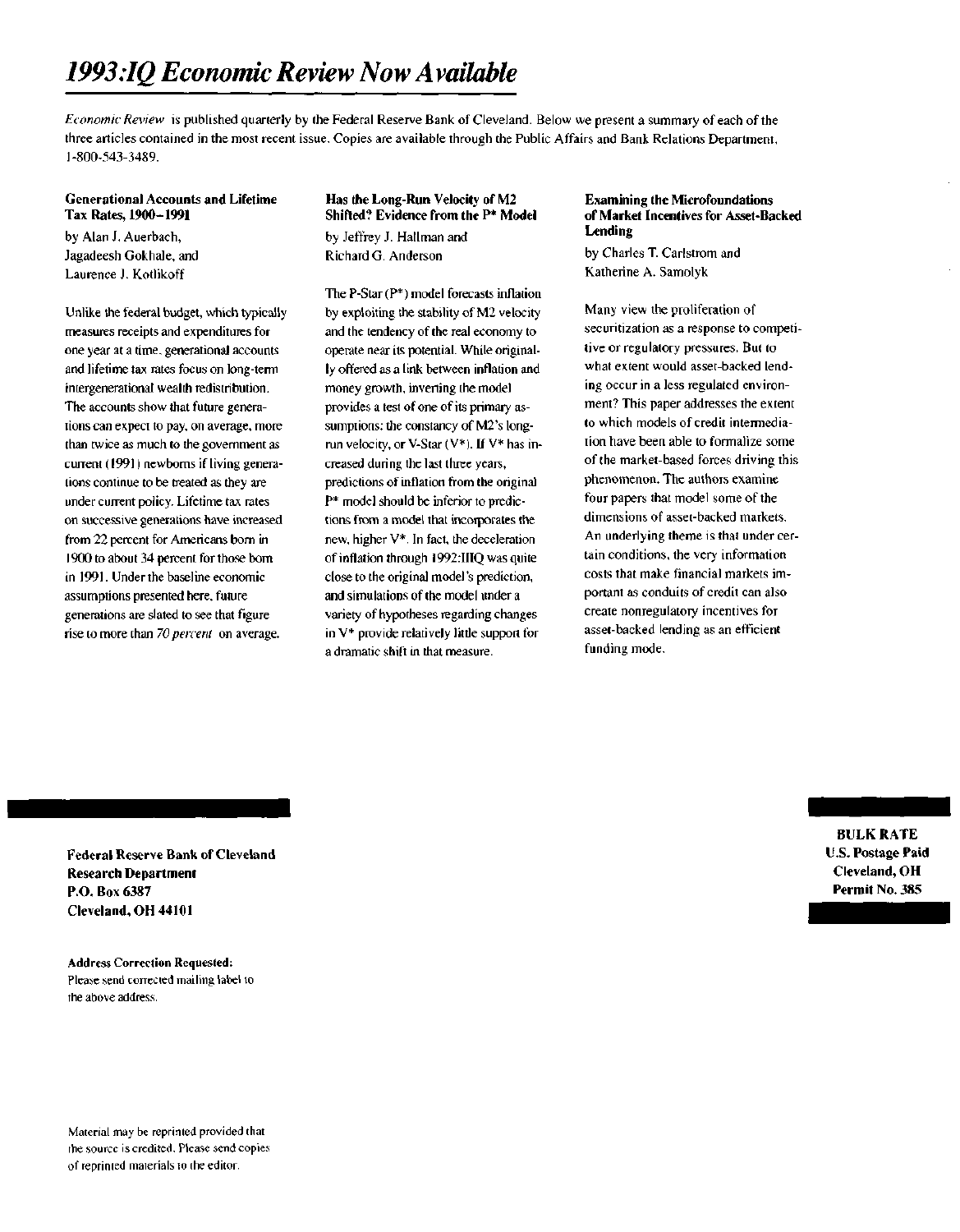# *1993:IQ Economic Review Now Available*

*Economic Review* is published quarterly by the Federal Reserve Bank of Cleveland. Below we present a summary of each of the three articles contained in the most recent issue. Copies are available through the Public Affairs and Bank Relations Department, 1-800-543-3489.

### Generational Accounts and Lifetime Tax Rates, 1900–1991

by Alan J. Auerbach, Jagadeesh Gokhale, and Laurence J. Kotlikoff

Unlike the federal budget, which typically measures receipts and expenditures for one year at a time, generational accounts and lifetime tax rates focus on long-term intergenerational wealth redistribution. The accounts show that future generations can expect to pay, on average, more than twice as much to the government as current (1991) newborns if living generations continue to be treated as they are under current policy. Lifetime tax rates on successive generations have increased from 22 percent for Americans born in 1900 to about 34 percent for those born in 1991. Under the baseline economic assumptions presented here, future generations are slated to see that figure rise to more than *70 percent* on average.

### Has the Long-Run Velocity of M2 Shifted? Evidence from the P* Model

by Jeffrey J. Hallman and Richard G. Anderson

The P-Star (P*) model forecasts inflation by exploiting the stability of M2 velocity and the tendency of the real economy to operate near its potential. While originally offered as a link between inflation and money growth, inverting the model provides a test of one of its primary assumptions: the constancy of M2's long-run velocity, or V-Star (V*). If V* has increased during the last three years, predictions of inflation from the original P* model should be inferior to predictions from a model that incorporates the new, higher V*. In fact, the deceleration of inflation through 1992:IIIQ was quite close to the original model's prediction, and simulations of the model under a variety of hypotheses regarding changes in V* provide relatively little support for a dramatic shift in that measure.

### Examining the Microfoundations of Market Incentives for Asset-Backed Lending

by Charles T. Carlstrom and Katherine A. Samolyk

Many view the proliferation of securitization as a response to competitive or regulatory pressures. But to what extent would asset-backed lending occur in a less regulated environment? This paper addresses the extent to which models of credit intermediation have been able to formalize some of the market-based forces driving this phenomenon. The authors examine four papers that model some of the dimensions of asset-backed markets. An underlying theme is that under certain conditions, the very information costs that make financial markets important as conduits of credit can also create nonregulatory incentives for asset-backed lending as an efficient funding mode.

**Federal Reserve Bank of Cleveland**
**Research Department**
**P.O. Box 6387**
**Cleveland, OH 44101**

**BULK RATE**
**U.S. Postage Paid**
**Cleveland, OH**
**Permit No. 385**

**Address Correction Requested:**
Please send corrected mailing label to the above address.

Material may be reprinted provided that the source is credited. Please send copies of reprinted materials to the editor.